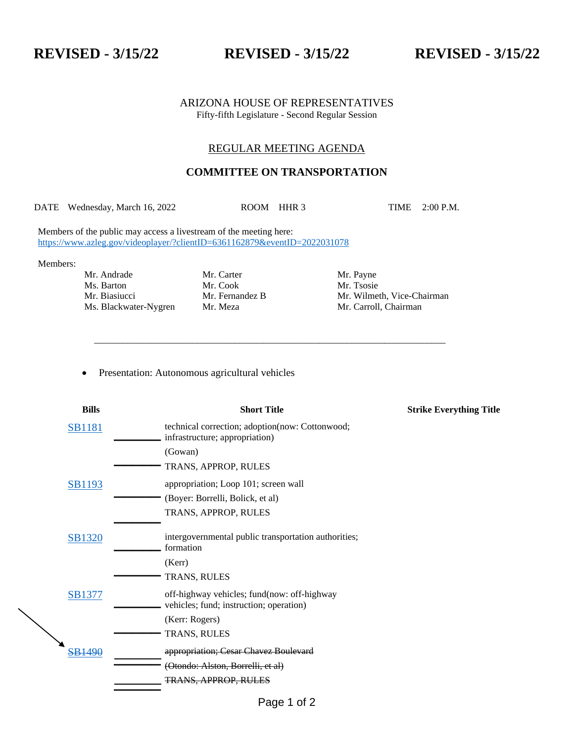**REVISED - 3/15/22** **REVISED - 3/15/22** **REVISED - 3/15/22**

ARIZONA HOUSE OF REPRESENTATIVES
Fifty-fifth Legislature - Second Regular Session

## REGULAR MEETING AGENDA

## COMMITTEE ON TRANSPORTATION

DATE Wednesday, March 16, 2022 ROOM HHR 3 TIME 2:00 P.M.

Members of the public may access a livestream of the meeting here:
https://www.azleg.gov/videoplayer/?clientID=6361162879&eventID=2022031078

Members:

| | | |
|---|---|---|
| Mr. Andrade | Mr. Carter | Mr. Payne |
| Ms. Barton | Mr. Cook | Mr. Tsosie |
| Mr. Biasiucci | Mr. Fernandez B | Mr. Wilmeth, Vice-Chairman |
| Ms. Blackwater-Nygren | Mr. Meza | Mr. Carroll, Chairman |

---

- Presentation: Autonomous agricultural vehicles

| Bills | Short Title | Strike Everything Title |
|---|---|---|
| SB1181 | technical correction; adoption(now: Cottonwood; infrastructure; appropriation)<br>(Gowan)<br>TRANS, APPROP, RULES | |
| SB1193 | appropriation; Loop 101; screen wall<br>(Boyer: Borrelli, Bolick, et al)<br>TRANS, APPROP, RULES | |
| SB1320 | intergovernmental public transportation authorities; formation<br>(Kerr)<br>TRANS, RULES | |
| SB1377 | off-highway vehicles; fund(now: off-highway vehicles; fund; instruction; operation)<br>(Kerr: Rogers)<br>TRANS, RULES | |
| ~~SB1490~~ | ~~appropriation; Cesar Chavez Boulevard~~<br>~~(Otondo: Alston, Borrelli, et al)~~<br>~~TRANS, APPROP, RULES~~ | |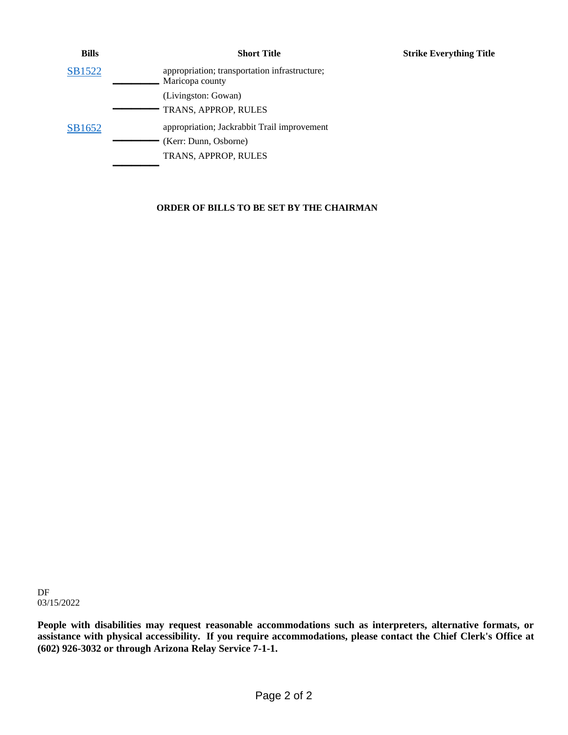| Bills | | Short Title | Strike Everything Title |
|---|---|---|---|
| SB1522 | ________ | appropriation; transportation infrastructure; Maricopa county | |
| | | (Livingston: Gowan) | |
| | ________ | TRANS, APPROP, RULES | |
| SB1652 | | appropriation; Jackrabbit Trail improvement | |
| | ________ | (Kerr: Dunn, Osborne) | |
| | | TRANS, APPROP, RULES | |
| | ________ | | |

**ORDER OF BILLS TO BE SET BY THE CHAIRMAN**

DF
03/15/2022

**People with disabilities may request reasonable accommodations such as interpreters, alternative formats, or assistance with physical accessibility. If you require accommodations, please contact the Chief Clerk's Office at (602) 926-3032 or through Arizona Relay Service 7-1-1.**